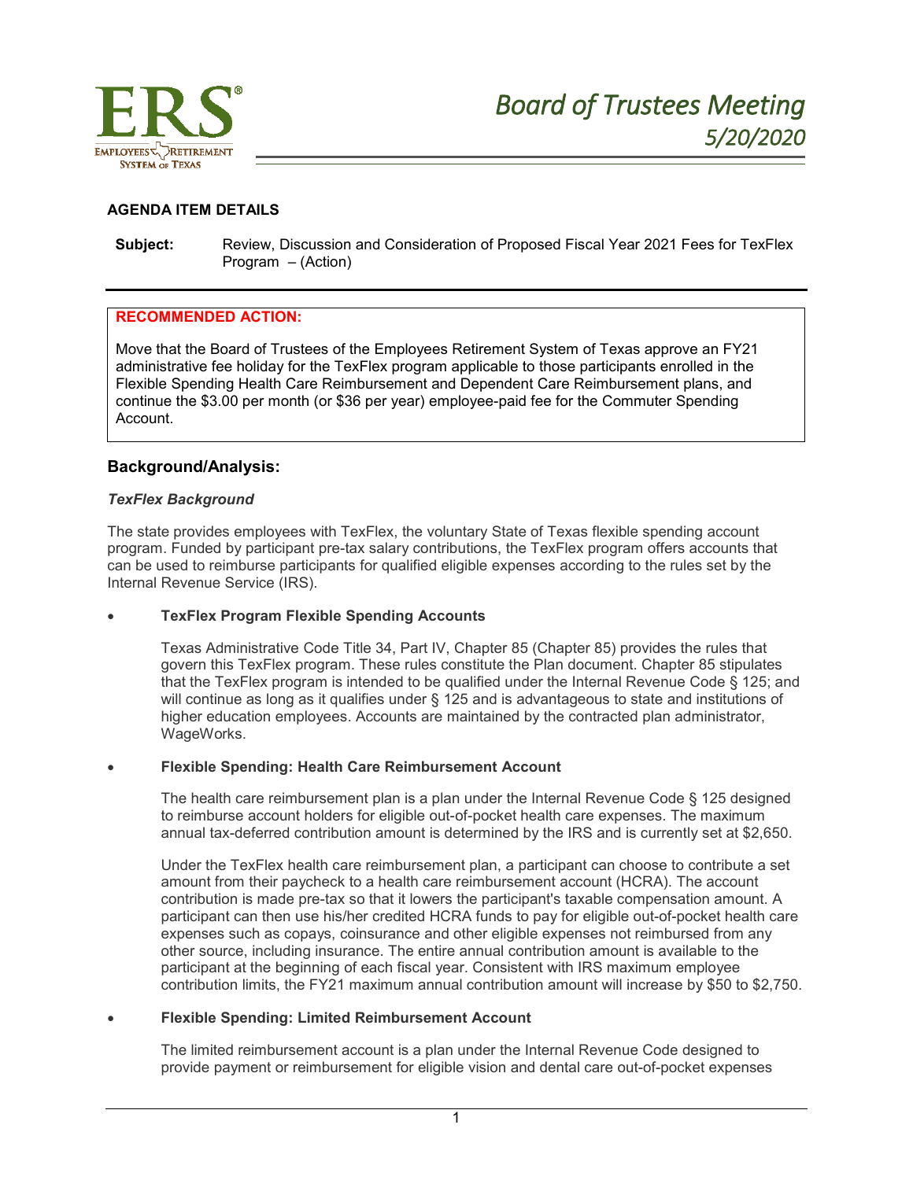# Board of Trustees Meeting
## 5/20/2020

**AGENDA ITEM DETAILS**

**Subject:** Review, Discussion and Consideration of Proposed Fiscal Year 2021 Fees for TexFlex Program – (Action)

---

**RECOMMENDED ACTION:**

Move that the Board of Trustees of the Employees Retirement System of Texas approve an FY21 administrative fee holiday for the TexFlex program applicable to those participants enrolled in the Flexible Spending Health Care Reimbursement and Dependent Care Reimbursement plans, and continue the $3.00 per month (or $36 per year) employee-paid fee for the Commuter Spending Account.

### Background/Analysis:

***TexFlex Background***

The state provides employees with TexFlex, the voluntary State of Texas flexible spending account program. Funded by participant pre-tax salary contributions, the TexFlex program offers accounts that can be used to reimburse participants for qualified eligible expenses according to the rules set by the Internal Revenue Service (IRS).

- **TexFlex Program Flexible Spending Accounts**

  Texas Administrative Code Title 34, Part IV, Chapter 85 (Chapter 85) provides the rules that govern this TexFlex program. These rules constitute the Plan document. Chapter 85 stipulates that the TexFlex program is intended to be qualified under the Internal Revenue Code § 125; and will continue as long as it qualifies under § 125 and is advantageous to state and institutions of higher education employees. Accounts are maintained by the contracted plan administrator, WageWorks.

- **Flexible Spending: Health Care Reimbursement Account**

  The health care reimbursement plan is a plan under the Internal Revenue Code § 125 designed to reimburse account holders for eligible out-of-pocket health care expenses. The maximum annual tax-deferred contribution amount is determined by the IRS and is currently set at $2,650.

  Under the TexFlex health care reimbursement plan, a participant can choose to contribute a set amount from their paycheck to a health care reimbursement account (HCRA). The account contribution is made pre-tax so that it lowers the participant's taxable compensation amount. A participant can then use his/her credited HCRA funds to pay for eligible out-of-pocket health care expenses such as copays, coinsurance and other eligible expenses not reimbursed from any other source, including insurance. The entire annual contribution amount is available to the participant at the beginning of each fiscal year. Consistent with IRS maximum employee contribution limits, the FY21 maximum annual contribution amount will increase by $50 to $2,750.

- **Flexible Spending: Limited Reimbursement Account**

  The limited reimbursement account is a plan under the Internal Revenue Code designed to provide payment or reimbursement for eligible vision and dental care out-of-pocket expenses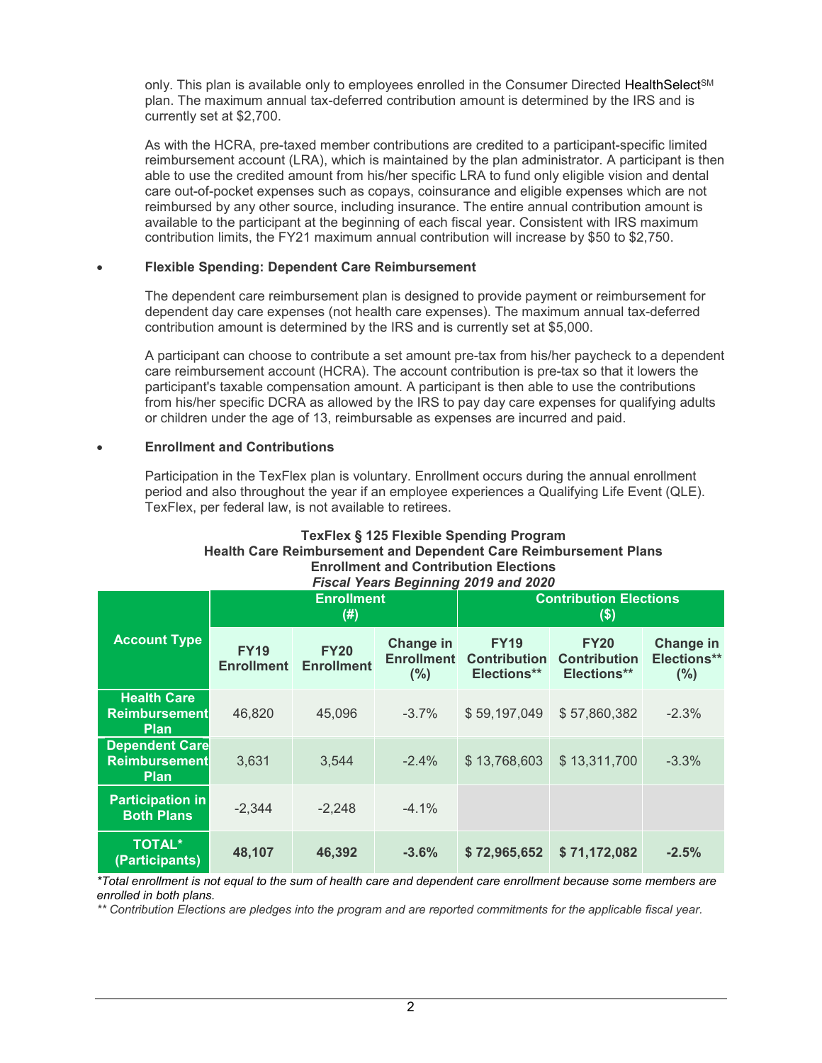only. This plan is available only to employees enrolled in the Consumer Directed HealthSelect[SM] plan. The maximum annual tax-deferred contribution amount is determined by the IRS and is currently set at $2,700.

As with the HCRA, pre-taxed member contributions are credited to a participant-specific limited reimbursement account (LRA), which is maintained by the plan administrator. A participant is then able to use the credited amount from his/her specific LRA to fund only eligible vision and dental care out-of-pocket expenses such as copays, coinsurance and eligible expenses which are not reimbursed by any other source, including insurance. The entire annual contribution amount is available to the participant at the beginning of each fiscal year. Consistent with IRS maximum contribution limits, the FY21 maximum annual contribution will increase by $50 to $2,750.

- **Flexible Spending: Dependent Care Reimbursement**

  The dependent care reimbursement plan is designed to provide payment or reimbursement for dependent day care expenses (not health care expenses). The maximum annual tax-deferred contribution amount is determined by the IRS and is currently set at $5,000.

  A participant can choose to contribute a set amount pre-tax from his/her paycheck to a dependent care reimbursement account (HCRA). The account contribution is pre-tax so that it lowers the participant's taxable compensation amount. A participant is then able to use the contributions from his/her specific DCRA as allowed by the IRS to pay day care expenses for qualifying adults or children under the age of 13, reimbursable as expenses are incurred and paid.

- **Enrollment and Contributions**

  Participation in the TexFlex plan is voluntary. Enrollment occurs during the annual enrollment period and also throughout the year if an employee experiences a Qualifying Life Event (QLE). TexFlex, per federal law, is not available to retirees.

**TexFlex § 125 Flexible Spending Program**
**Health Care Reimbursement and Dependent Care Reimbursement Plans**
**Enrollment and Contribution Elections**
***Fiscal Years Beginning 2019 and 2020***

| Account Type | Enrollment (#) | | | Contribution Elections ($) | | |
|---|---|---|---|---|---|---|
| | FY19 Enrollment | FY20 Enrollment | Change in Enrollment (%) | FY19 Contribution Elections** | FY20 Contribution Elections** | Change in Elections** (%) |
| Health Care Reimbursement Plan | 46,820 | 45,096 | -3.7% | $ 59,197,049 | $ 57,860,382 | -2.3% |
| Dependent Care Reimbursement Plan | 3,631 | 3,544 | -2.4% | $ 13,768,603 | $ 13,311,700 | -3.3% |
| Participation in Both Plans | -2,344 | -2,248 | -4.1% | | | |
| **TOTAL* (Participants)** | **48,107** | **46,392** | **-3.6%** | **$ 72,965,652** | **$ 71,172,082** | **-2.5%** |

*\*Total enrollment is not equal to the sum of health care and dependent care enrollment because some members are enrolled in both plans.*

*\*\* Contribution Elections are pledges into the program and are reported commitments for the applicable fiscal year.*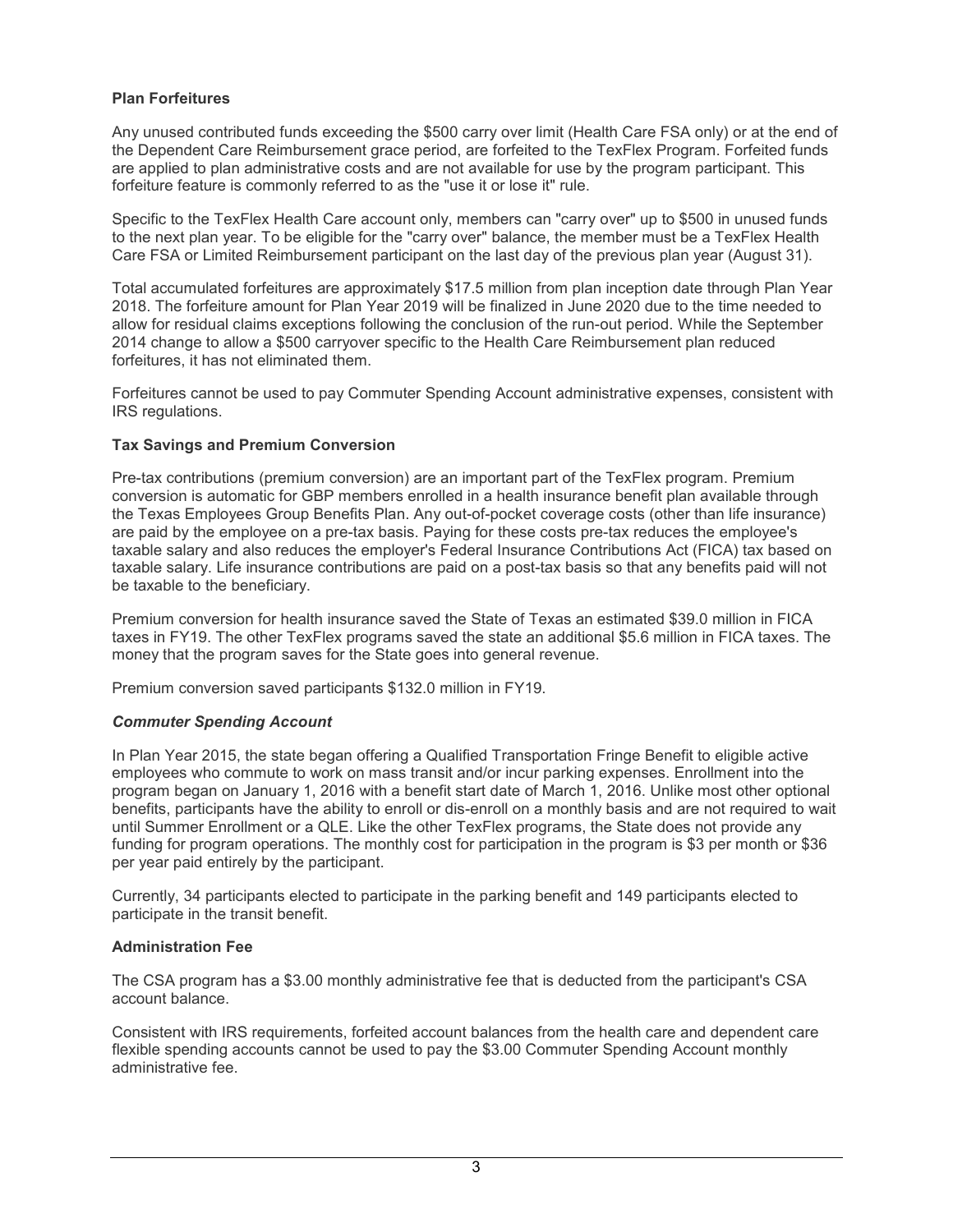**Plan Forfeitures**

Any unused contributed funds exceeding the $500 carry over limit (Health Care FSA only) or at the end of the Dependent Care Reimbursement grace period, are forfeited to the TexFlex Program. Forfeited funds are applied to plan administrative costs and are not available for use by the program participant. This forfeiture feature is commonly referred to as the "use it or lose it" rule.

Specific to the TexFlex Health Care account only, members can "carry over" up to $500 in unused funds to the next plan year. To be eligible for the "carry over" balance, the member must be a TexFlex Health Care FSA or Limited Reimbursement participant on the last day of the previous plan year (August 31).

Total accumulated forfeitures are approximately $17.5 million from plan inception date through Plan Year 2018. The forfeiture amount for Plan Year 2019 will be finalized in June 2020 due to the time needed to allow for residual claims exceptions following the conclusion of the run-out period. While the September 2014 change to allow a $500 carryover specific to the Health Care Reimbursement plan reduced forfeitures, it has not eliminated them.

Forfeitures cannot be used to pay Commuter Spending Account administrative expenses, consistent with IRS regulations.

**Tax Savings and Premium Conversion**

Pre-tax contributions (premium conversion) are an important part of the TexFlex program. Premium conversion is automatic for GBP members enrolled in a health insurance benefit plan available through the Texas Employees Group Benefits Plan. Any out-of-pocket coverage costs (other than life insurance) are paid by the employee on a pre-tax basis. Paying for these costs pre-tax reduces the employee's taxable salary and also reduces the employer's Federal Insurance Contributions Act (FICA) tax based on taxable salary. Life insurance contributions are paid on a post-tax basis so that any benefits paid will not be taxable to the beneficiary.

Premium conversion for health insurance saved the State of Texas an estimated $39.0 million in FICA taxes in FY19. The other TexFlex programs saved the state an additional $5.6 million in FICA taxes. The money that the program saves for the State goes into general revenue.

Premium conversion saved participants $132.0 million in FY19.

***Commuter Spending Account***

In Plan Year 2015, the state began offering a Qualified Transportation Fringe Benefit to eligible active employees who commute to work on mass transit and/or incur parking expenses. Enrollment into the program began on January 1, 2016 with a benefit start date of March 1, 2016. Unlike most other optional benefits, participants have the ability to enroll or dis-enroll on a monthly basis and are not required to wait until Summer Enrollment or a QLE. Like the other TexFlex programs, the State does not provide any funding for program operations. The monthly cost for participation in the program is $3 per month or $36 per year paid entirely by the participant.

Currently, 34 participants elected to participate in the parking benefit and 149 participants elected to participate in the transit benefit.

**Administration Fee**

The CSA program has a $3.00 monthly administrative fee that is deducted from the participant's CSA account balance.

Consistent with IRS requirements, forfeited account balances from the health care and dependent care flexible spending accounts cannot be used to pay the $3.00 Commuter Spending Account monthly administrative fee.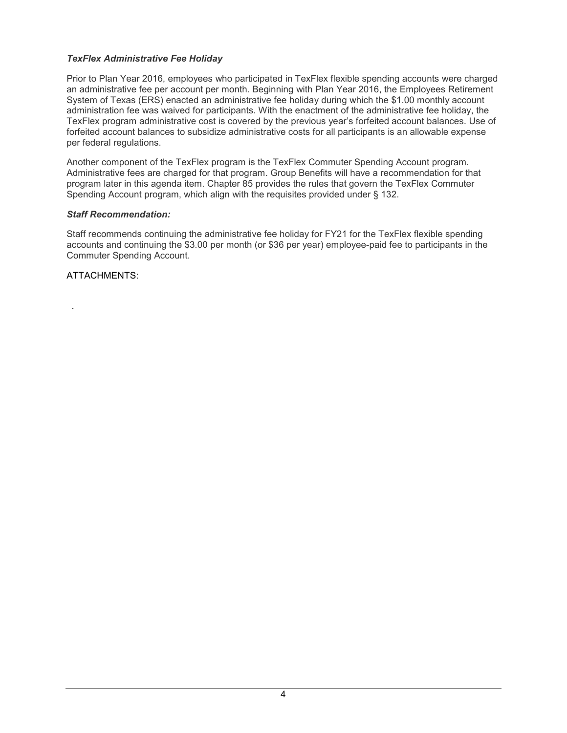***TexFlex Administrative Fee Holiday***

Prior to Plan Year 2016, employees who participated in TexFlex flexible spending accounts were charged an administrative fee per account per month. Beginning with Plan Year 2016, the Employees Retirement System of Texas (ERS) enacted an administrative fee holiday during which the $1.00 monthly account administration fee was waived for participants. With the enactment of the administrative fee holiday, the TexFlex program administrative cost is covered by the previous year's forfeited account balances. Use of forfeited account balances to subsidize administrative costs for all participants is an allowable expense per federal regulations.

Another component of the TexFlex program is the TexFlex Commuter Spending Account program. Administrative fees are charged for that program. Group Benefits will have a recommendation for that program later in this agenda item. Chapter 85 provides the rules that govern the TexFlex Commuter Spending Account program, which align with the requisites provided under § 132.

***Staff Recommendation:***

Staff recommends continuing the administrative fee holiday for FY21 for the TexFlex flexible spending accounts and continuing the $3.00 per month (or $36 per year) employee-paid fee to participants in the Commuter Spending Account.

ATTACHMENTS:

.